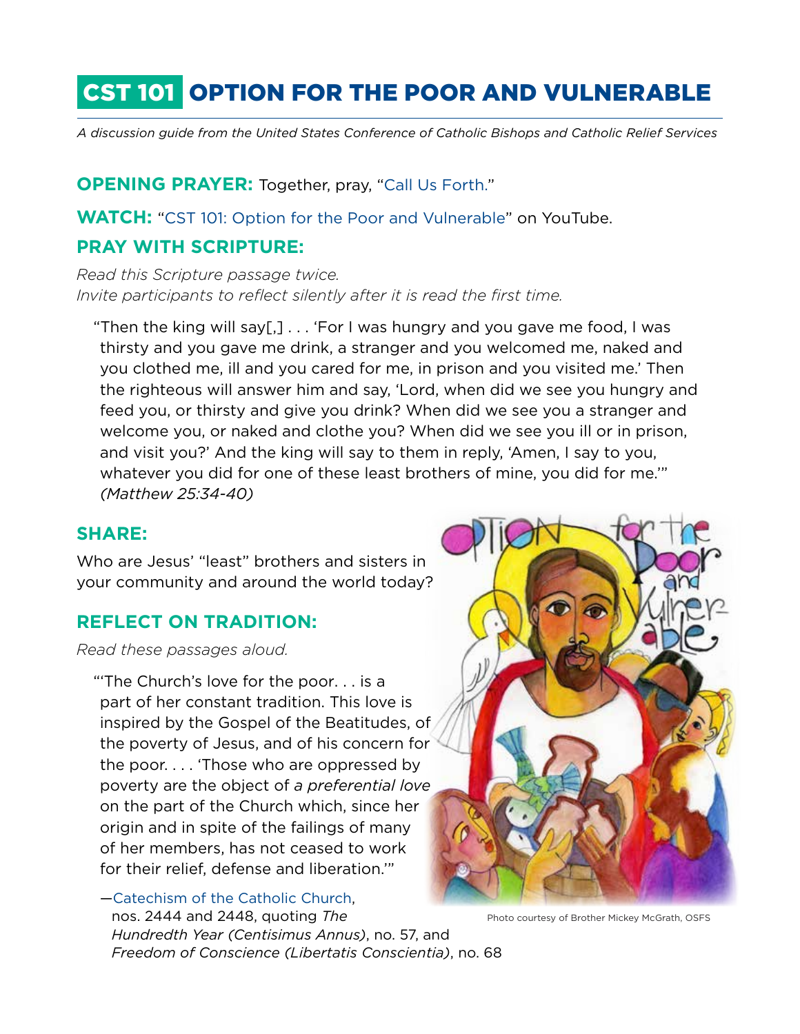# CST 101 OPTION FOR THE POOR AND VULNERABLE

*A discussion guide from the United States Conference of Catholic Bishops and Catholic Relief Services*

**OPENING PRAYER:** Together, pray, "Call Us Forth."

**WATCH:** "CST 101: Option for the Poor and Vulnerable" on YouTube.

## PRAY WITH SCRIPTURE:

*Read this Scripture passage twice.*
*Invite participants to reflect silently after it is read the first time.*

> "Then the king will say[,] . . . 'For I was hungry and you gave me food, I was thirsty and you gave me drink, a stranger and you welcomed me, naked and you clothed me, ill and you cared for me, in prison and you visited me.' Then the righteous will answer him and say, 'Lord, when did we see you hungry and feed you, or thirsty and give you drink? When did we see you a stranger and welcome you, or naked and clothe you? When did we see you ill or in prison, and visit you?' And the king will say to them in reply, 'Amen, I say to you, whatever you did for one of these least brothers of mine, you did for me.'" *(Matthew 25:34-40)*

## SHARE:

Who are Jesus' "least" brothers and sisters in your community and around the world today?

## REFLECT ON TRADITION:

*Read these passages aloud.*

> "'The Church's love for the poor. . . is a part of her constant tradition. This love is inspired by the Gospel of the Beatitudes, of the poverty of Jesus, and of his concern for the poor. . . . 'Those who are oppressed by poverty are the object of *a preferential love* on the part of the Church which, since her origin and in spite of the failings of many of her members, has not ceased to work for their relief, defense and liberation.'"
>
> —Catechism of the Catholic Church, nos. 2444 and 2448, quoting *The Hundredth Year (Centisimus Annus)*, no. 57, and *Freedom of Conscience (Libertatis Conscientia)*, no. 68

Photo courtesy of Brother Mickey McGrath, OSFS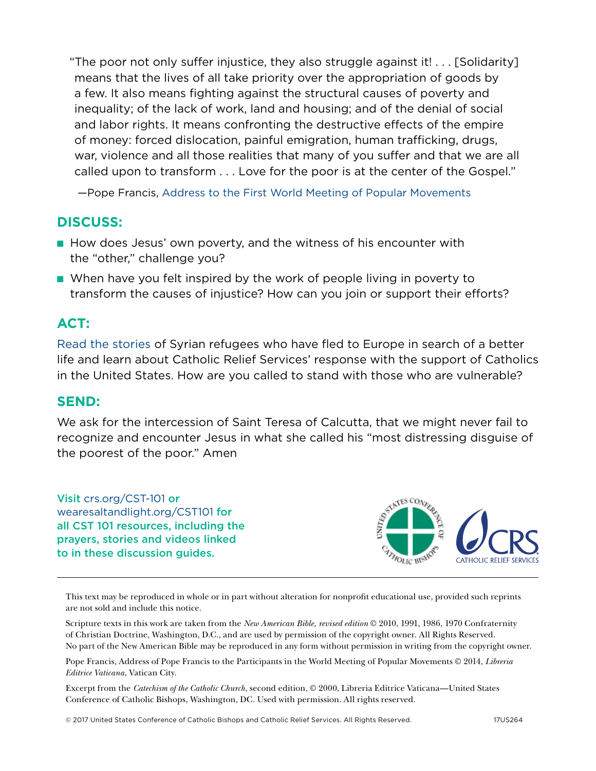"The poor not only suffer injustice, they also struggle against it! . . . [Solidarity] means that the lives of all take priority over the appropriation of goods by a few. It also means fighting against the structural causes of poverty and inequality; of the lack of work, land and housing; and of the denial of social and labor rights. It means confronting the destructive effects of the empire of money: forced dislocation, painful emigration, human trafficking, drugs, war, violence and all those realities that many of you suffer and that we are all called upon to transform . . . Love for the poor is at the center of the Gospel."

—Pope Francis, Address to the First World Meeting of Popular Movements

## DISCUSS:

- How does Jesus' own poverty, and the witness of his encounter with the "other," challenge you?
- When have you felt inspired by the work of people living in poverty to transform the causes of injustice? How can you join or support their efforts?

## ACT:

Read the stories of Syrian refugees who have fled to Europe in search of a better life and learn about Catholic Relief Services' response with the support of Catholics in the United States. How are you called to stand with those who are vulnerable?

## SEND:

We ask for the intercession of Saint Teresa of Calcutta, that we might never fail to recognize and encounter Jesus in what she called his "most distressing disguise of the poorest of the poor." Amen

**Visit crs.org/CST-101 or wearesaltandlight.org/CST101 for all CST 101 resources, including the prayers, stories and videos linked to in these discussion guides.**

UNITED STATES CONFERENCE OF CATHOLIC BISHOPS

CRS CATHOLIC RELIEF SERVICES

---

This text may be reproduced in whole or in part without alteration for nonprofit educational use, provided such reprints are not sold and include this notice.

Scripture texts in this work are taken from the *New American Bible, revised edition* © 2010, 1991, 1986, 1970 Confraternity of Christian Doctrine, Washington, D.C., and are used by permission of the copyright owner. All Rights Reserved. No part of the New American Bible may be reproduced in any form without permission in writing from the copyright owner.

Pope Francis, Address of Pope Francis to the Participants in the World Meeting of Popular Movements © 2014, *Libreria Editrice Vaticana*, Vatican City.

Excerpt from the *Catechism of the Catholic Church*, second edition, © 2000, Libreria Editrice Vaticana—United States Conference of Catholic Bishops, Washington, DC. Used with permission. All rights reserved.

© 2017 United States Conference of Catholic Bishops and Catholic Relief Services. All Rights Reserved. 17US264